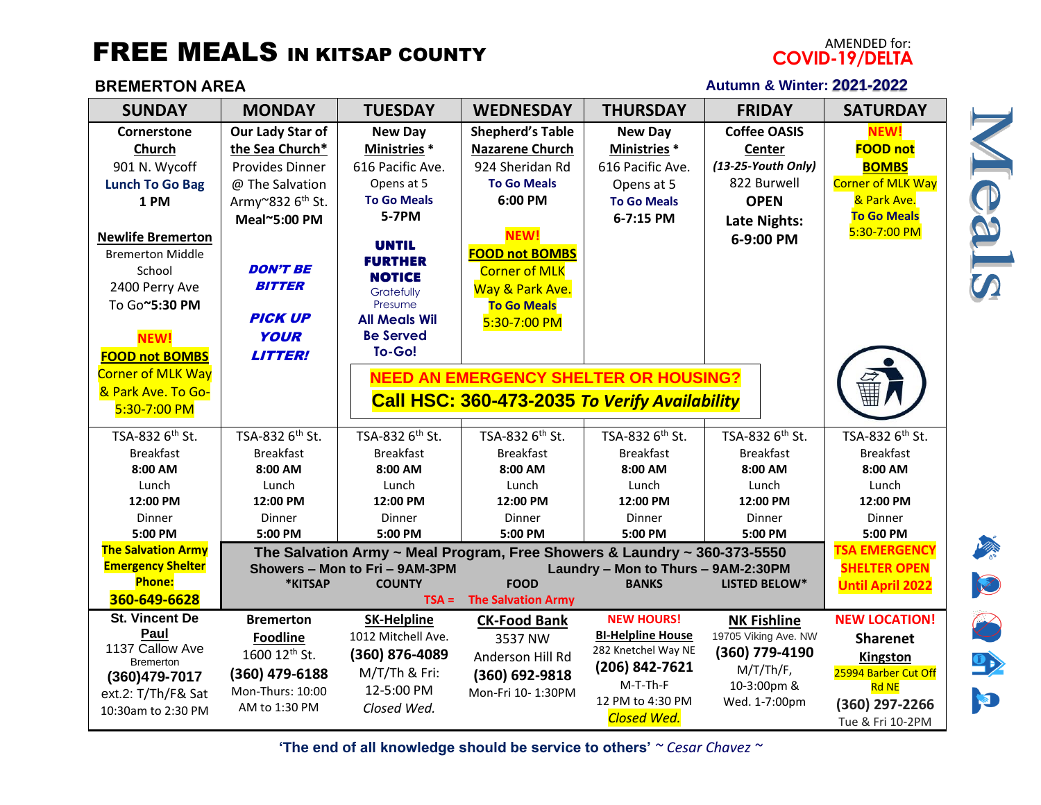# FREE MEALS IN KITSAP COUNTY

AMENDED for: **COVID-19/DELTA**

## BREMERTON AREA

**Autumn & Winter: 2021-2022**

| SUNDAY | MONDAY | TUESDAY | WEDNESDAY | THURSDAY | FRIDAY | SATURDAY |
|---|---|---|---|---|---|---|
| **Cornerstone Church** 901 N. Wycoff **Lunch To Go Bag** **1 PM**<br><br>**Newlife Bremerton** Bremerton Middle School 2400 Perry Ave To Go~**5:30 PM**<br><br>**NEW!** **FOOD not BOMBS** Corner of MLK Way & Park Ave. To Go- 5:30-7:00 PM | **Our Lady Star of the Sea Church*** Provides Dinner @ The Salvation Army~832 6th St. **Meal~5:00 PM**<br><br>***DON'T BE BITTER***<br><br>***PICK UP YOUR LITTER!*** | **New Day Ministries *** 616 Pacific Ave. Opens at 5 **To Go Meals** **5-7PM**<br><br>**UNTIL FURTHER NOTICE** Gratefully Presume **All Meals Wil Be Served To-Go!** | **Shepherd's Table Nazarene Church** 924 Sheridan Rd **To Go Meals** **6:00 PM**<br><br>**NEW!** **FOOD not BOMBS** Corner of MLK Way & Park Ave. **To Go Meals** 5:30-7:00 PM | **New Day Ministries *** 616 Pacific Ave. Opens at 5 **To Go Meals** **6-7:15 PM** | **Coffee OASIS Center** ***(13-25-Youth Only)*** 822 Burwell **OPEN Late Nights: 6-9:00 PM** | **NEW!** **FOOD not BOMBS** Corner of MLK Way & Park Ave. **To Go Meals** 5:30-7:00 PM |
| TSA-832 6th St. Breakfast **8:00 AM** Lunch **12:00 PM** Dinner **5:00 PM** | TSA-832 6th St. Breakfast **8:00 AM** Lunch **12:00 PM** Dinner **5:00 PM** | TSA-832 6th St. Breakfast **8:00 AM** Lunch **12:00 PM** Dinner **5:00 PM** | TSA-832 6th St. Breakfast **8:00 AM** Lunch **12:00 PM** Dinner **5:00 PM** | TSA-832 6th St. Breakfast **8:00 AM** Lunch **12:00 PM** Dinner **5:00 PM** | TSA-832 6th St. Breakfast **8:00 AM** Lunch **12:00 PM** Dinner **5:00 PM** | TSA-832 6th St. Breakfast **8:00 AM** Lunch **12:00 PM** Dinner **5:00 PM** |
| **The Salvation Army Emergency Shelter Phone: 360-649-6628** | | | | | | **TSA EMERGENCY SHELTER OPEN Until April 2022** |
| **St. Vincent De Paul** 1137 Callow Ave Bremerton **(360)479-7017** ext.2: T/Th/F& Sat 10:30am to 2:30 PM | **Bremerton Foodline** 1600 12th St. **(360) 479-6188** Mon-Thurs: 10:00 AM to 1:30 PM | **SK-Helpline** 1012 Mitchell Ave. **(360) 876-4089** M/T/Th & Fri: 12-5:00 PM *Closed Wed.* | **CK-Food Bank** 3537 NW Anderson Hill Rd **(360) 692-9818** Mon-Fri 10- 1:30PM | **NEW HOURS!** **BI-Helpline House** 282 Knetchel Way NE **(206) 842-7621** M-T-Th-F 12 PM to 4:30 PM *Closed Wed.* | **NK Fishline** 19705 Viking Ave. NW **(360) 779-4190** M/T/Th/F, 10-3:00pm & Wed. 1-7:00pm | **NEW LOCATION!** **Sharenet Kingston** 25994 Barber Cut Off Rd NE **(360) 297-2266** Tue & Fri 10-2PM |

**NEED AN EMERGENCY SHELTER OR HOUSING?**
**Call HSC: 360-473-2035** ***To Verify Availability***

**The Salvation Army ~ Meal Program, Free Showers & Laundry ~ 360-373-5550**
**Showers – Mon to Fri – 9AM-3PM** &nbsp; **Laundry – Mon to Thurs – 9AM-2:30PM**
***KITSAP COUNTY FOOD BANKS LISTED BELOW***
**TSA = The Salvation Army**

**'The end of all knowledge should be service to others'** *~ Cesar Chavez ~*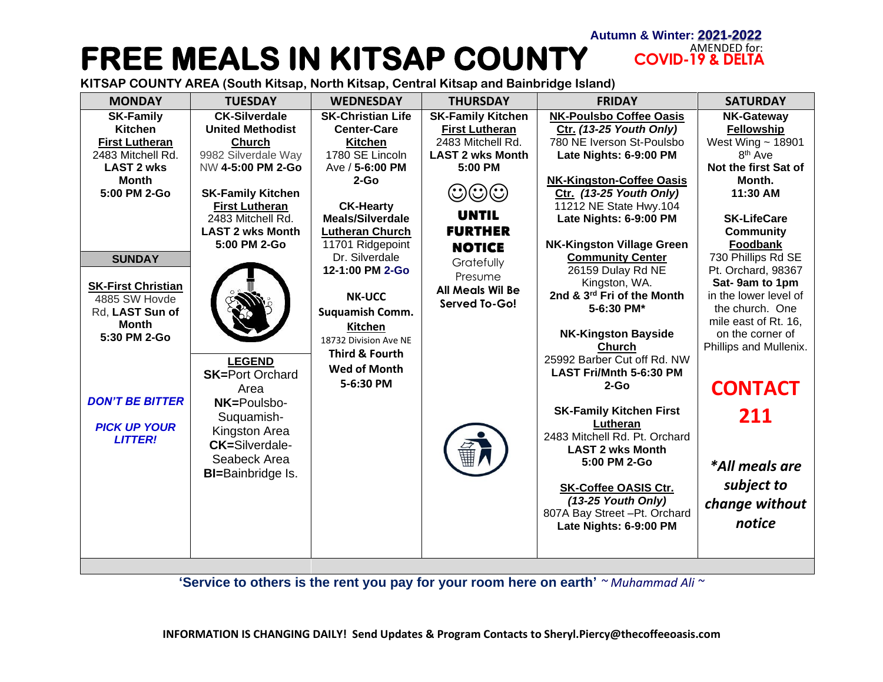Autumn & Winter: **2021-2022**
AMENDED for:
**COVID-19 & DELTA**

# FREE MEALS IN KITSAP COUNTY

**KITSAP COUNTY AREA (South Kitsap, North Kitsap, Central Kitsap and Bainbridge Island)**

| MONDAY | TUESDAY | WEDNESDAY | THURSDAY | FRIDAY | SATURDAY |
|---|---|---|---|---|---|
| **SK-Family Kitchen First Lutheran** 2483 Mitchell Rd. **LAST 2 wks Month 5:00 PM 2-Go** | **CK-Silverdale United Methodist Church** 9982 Silverdale Way NW **4-5:00 PM 2-Go**<br><br>**SK-Family Kitchen First Lutheran** 2483 Mitchell Rd. **LAST 2 wks Month 5:00 PM 2-Go** | **SK-Christian Life Center-Care Kitchen** 1780 SE Lincoln Ave / **5-6:00 PM 2-Go**<br><br>**CK-Hearty Meals/Silverdale Lutheran Church** 11701 Ridgepoint Dr. Silverdale **12-1:00 PM 2-Go**<br><br>**NK-UCC Suquamish Comm. Kitchen** 18732 Division Ave NE **Third & Fourth Wed of Month 5-6:30 PM** | **SK-Family Kitchen First Lutheran** 2483 Mitchell Rd. **LAST 2 wks Month 5:00 PM**<br><br>☺☺☺<br><br>**UNTIL FURTHER NOTICE** Gratefully Presume **All Meals Wil Be Served To-Go!** | **NK-Poulsbo Coffee Oasis Ctr. *(13-25 Youth Only)*** 780 NE Iverson St-Poulsbo **Late Nights: 6-9:00 PM**<br><br>**NK-Kingston-Coffee Oasis Ctr. *(13-25 Youth Only)*** 11212 NE State Hwy.104 **Late Nights: 6-9:00 PM**<br><br>**NK-Kingston Village Green Community Center** 26159 Dulay Rd NE Kingston, WA. **2nd & 3rd Fri of the Month 5-6:30 PM***<br><br>**NK-Kingston Bayside Church** 25992 Barber Cut off Rd. NW **LAST Fri/Mnth 5-6:30 PM 2-Go**<br><br>**SK-Family Kitchen First Lutheran** 2483 Mitchell Rd. Pt. Orchard **LAST 2 wks Month 5:00 PM 2-Go**<br><br>**SK-Coffee OASIS Ctr. *(13-25 Youth Only)*** 807A Bay Street –Pt. Orchard **Late Nights: 6-9:00 PM** | **NK-Gateway Fellowship** West Wing ~ 18901 8th Ave **Not the first Sat of Month. 11:30 AM**<br><br>**SK-LifeCare Community Foodbank** 730 Phillips Rd SE Pt. Orchard, 98367 **Sat- 9am to 1pm** in the lower level of the church. One mile east of Rt. 16, on the corner of Phillips and Mullenix.<br><br>**CONTACT 211**<br><br>***All meals are subject to change without notice*** |
| **SUNDAY** | | | | | |
| **SK-First Christian** 4885 SW Hovde Rd, **LAST Sun of Month 5:30 PM 2-Go**<br><br>***DON'T BE BITTER PICK UP YOUR LITTER!*** | **LEGEND**<br>**SK**=Port Orchard Area<br>**NK**=Poulsbo-Suquamish-Kingston Area<br>**CK**=Silverdale-Seabeck Area<br>**BI**=Bainbridge Is. | | | | |

**'Service to others is the rent you pay for your room here on earth'** *~ Muhammad Ali ~*

**INFORMATION IS CHANGING DAILY! Send Updates & Program Contacts to Sheryl.Piercy@thecoffeeoasis.com**